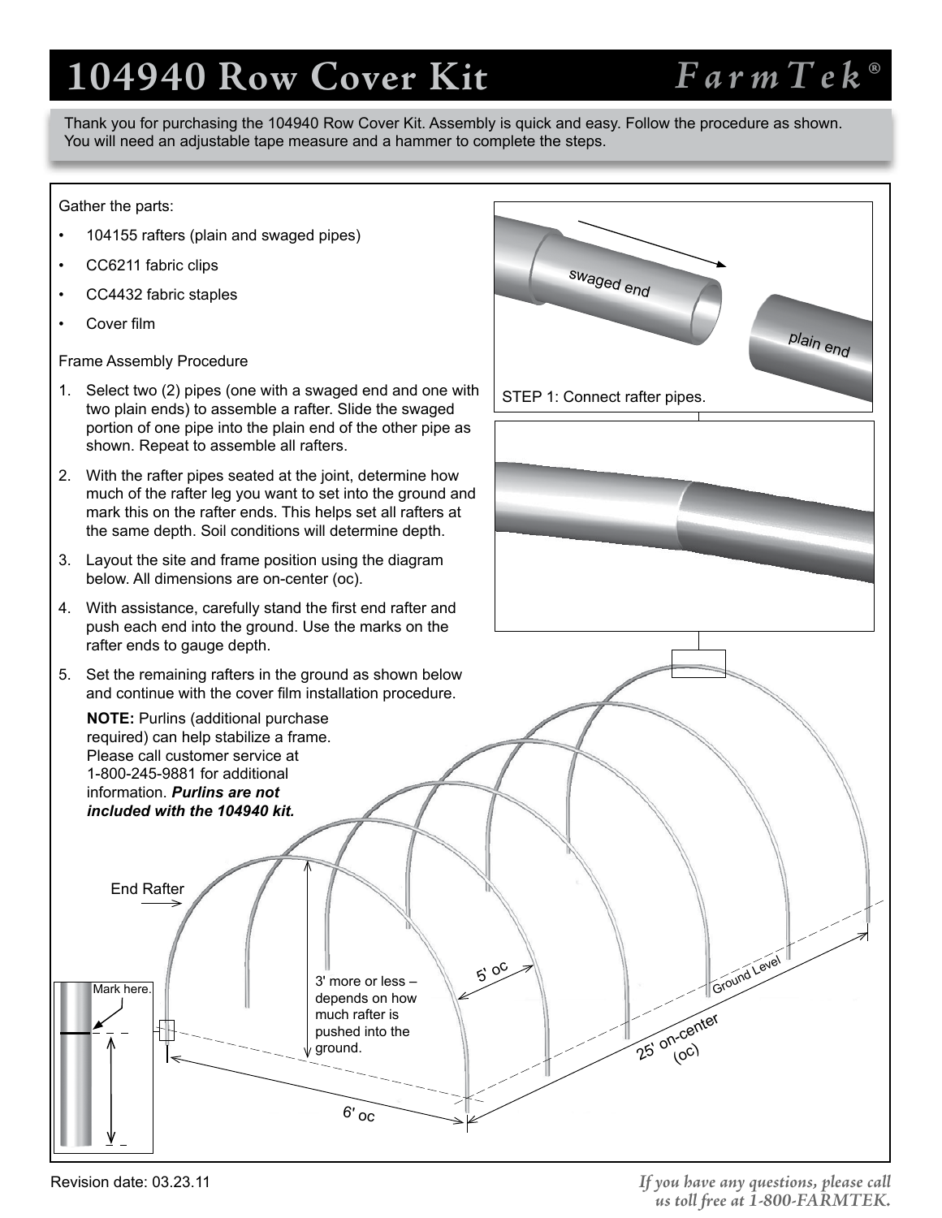# 104940 Row Cover Kit

**FarmTek®**

Thank you for purchasing the 104940 Row Cover Kit. Assembly is quick and easy. Follow the procedure as shown. You will need an adjustable tape measure and a hammer to complete the steps.

Gather the parts:

- 104155 rafters (plain and swaged pipes)
- CC6211 fabric clips
- CC4432 fabric staples
- Cover film

Frame Assembly Procedure

1. Select two (2) pipes (one with a swaged end and one with two plain ends) to assemble a rafter. Slide the swaged portion of one pipe into the plain end of the other pipe as shown. Repeat to assemble all rafters.
2. With the rafter pipes seated at the joint, determine how much of the rafter leg you want to set into the ground and mark this on the rafter ends. This helps set all rafters at the same depth. Soil conditions will determine depth.
3. Layout the site and frame position using the diagram below. All dimensions are on-center (oc).
4. With assistance, carefully stand the first end rafter and push each end into the ground. Use the marks on the rafter ends to gauge depth.
5. Set the remaining rafters in the ground as shown below and continue with the cover film installation procedure.

**NOTE:** Purlins (additional purchase required) can help stabilize a frame. Please call customer service at 1-800-245-9881 for additional information. ***Purlins are not included with the 104940 kit.***

swaged end

plain end

STEP 1: Connect rafter pipes.

End Rafter

Mark here.

3' more or less – depends on how much rafter is pushed into the ground.

5' oc

Ground Level

25' on-center (oc)

6' oc

Revision date: 03.23.11

*If you have any questions, please call us toll free at 1-800-FARMTEK.*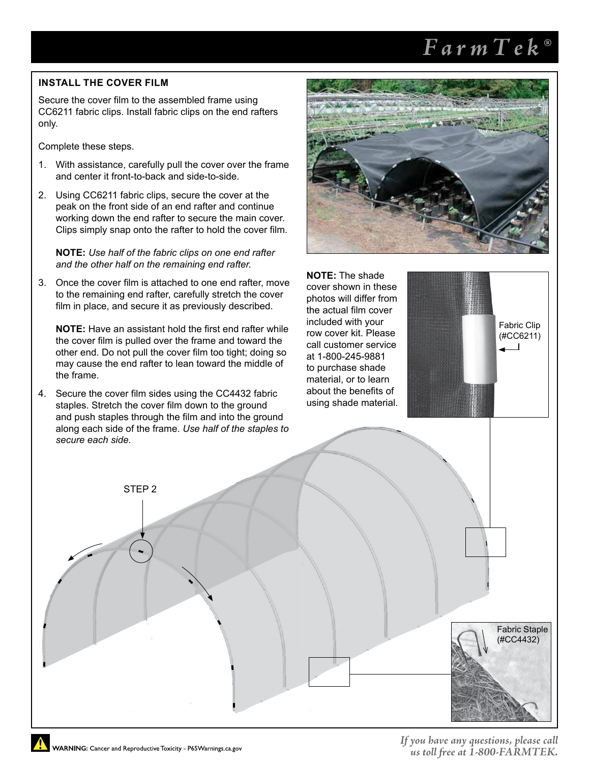## INSTALL THE COVER FILM

Secure the cover film to the assembled frame using CC6211 fabric clips. Install fabric clips on the end rafters only.

Complete these steps.

1. With assistance, carefully pull the cover over the frame and center it front-to-back and side-to-side.
2. Using CC6211 fabric clips, secure the cover at the peak on the front side of an end rafter and continue working down the end rafter to secure the main cover. Clips simply snap onto the rafter to hold the cover film.

   **NOTE:** *Use half of the fabric clips on one end rafter and the other half on the remaining end rafter.*
3. Once the cover film is attached to one end rafter, move to the remaining end rafter, carefully stretch the cover film in place, and secure it as previously described.

   **NOTE:** Have an assistant hold the first end rafter while the cover film is pulled over the frame and toward the other end. Do not pull the cover film too tight; doing so may cause the end rafter to lean toward the middle of the frame.
4. Secure the cover film sides using the CC4432 fabric staples. Stretch the cover film down to the ground and push staples through the film and into the ground along each side of the frame. *Use half of the staples to secure each side.*

**NOTE:** The shade cover shown in these photos will differ from the actual film cover included with your row cover kit. Please call customer service at 1-800-245-9881 to purchase shade material, or to learn about the benefits of using shade material.

Fabric Clip (#CC6211)

STEP 2

Fabric Staple (#CC4432)

WARNING: Cancer and Reproductive Toxicity - P65Warnings.ca.gov

*If you have any questions, please call us toll free at 1-800-FARMTEK.*